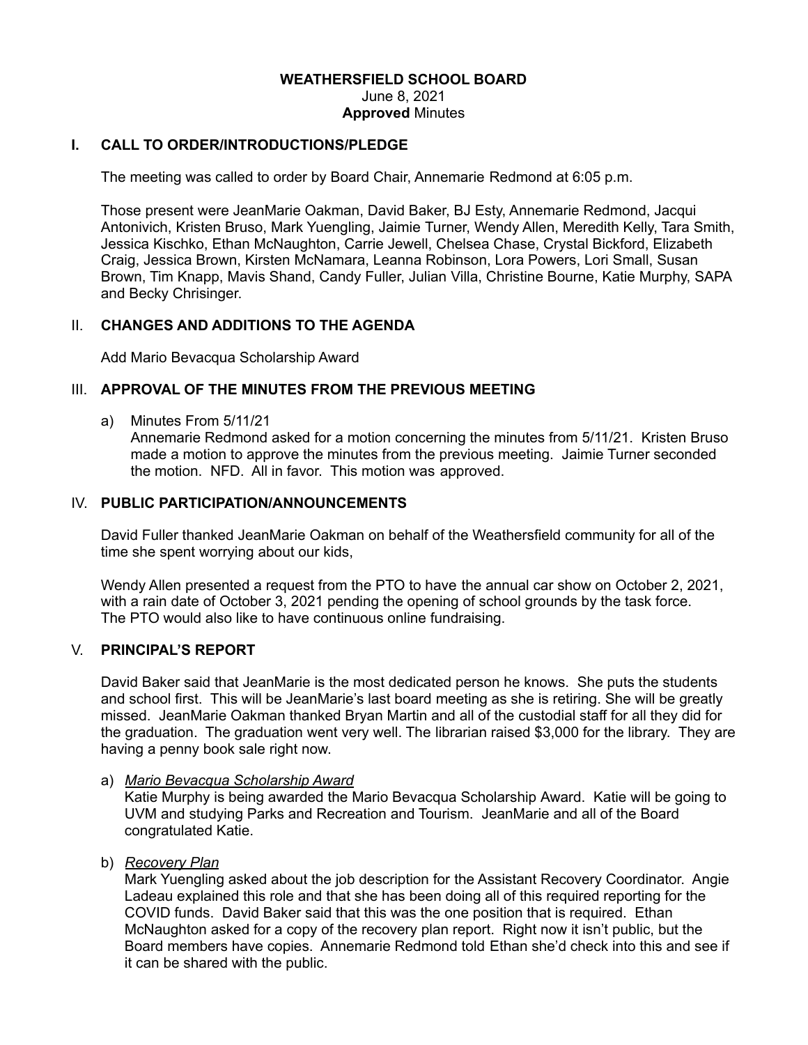# WEATHERSFIELD SCHOOL BOARD

June 8, 2021

**Approved** Minutes

## I. CALL TO ORDER/INTRODUCTIONS/PLEDGE

The meeting was called to order by Board Chair, Annemarie Redmond at 6:05 p.m.

Those present were JeanMarie Oakman, David Baker, BJ Esty, Annemarie Redmond, Jacqui Antonivich, Kristen Bruso, Mark Yuengling, Jaimie Turner, Wendy Allen, Meredith Kelly, Tara Smith, Jessica Kischko, Ethan McNaughton, Carrie Jewell, Chelsea Chase, Crystal Bickford, Elizabeth Craig, Jessica Brown, Kirsten McNamara, Leanna Robinson, Lora Powers, Lori Small, Susan Brown, Tim Knapp, Mavis Shand, Candy Fuller, Julian Villa, Christine Bourne, Katie Murphy, SAPA and Becky Chrisinger.

## II. CHANGES AND ADDITIONS TO THE AGENDA

Add Mario Bevacqua Scholarship Award

## III. APPROVAL OF THE MINUTES FROM THE PREVIOUS MEETING

a) Minutes From 5/11/21
Annemarie Redmond asked for a motion concerning the minutes from 5/11/21. Kristen Bruso made a motion to approve the minutes from the previous meeting. Jaimie Turner seconded the motion. NFD. All in favor. This motion was approved.

## IV. PUBLIC PARTICIPATION/ANNOUNCEMENTS

David Fuller thanked JeanMarie Oakman on behalf of the Weathersfield community for all of the time she spent worrying about our kids,

Wendy Allen presented a request from the PTO to have the annual car show on October 2, 2021, with a rain date of October 3, 2021 pending the opening of school grounds by the task force. The PTO would also like to have continuous online fundraising.

## V. PRINCIPAL'S REPORT

David Baker said that JeanMarie is the most dedicated person he knows. She puts the students and school first. This will be JeanMarie's last board meeting as she is retiring. She will be greatly missed. JeanMarie Oakman thanked Bryan Martin and all of the custodial staff for all they did for the graduation. The graduation went very well. The librarian raised $3,000 for the library. They are having a penny book sale right now.

a) *Mario Bevacqua Scholarship Award*
Katie Murphy is being awarded the Mario Bevacqua Scholarship Award. Katie will be going to UVM and studying Parks and Recreation and Tourism. JeanMarie and all of the Board congratulated Katie.

b) *Recovery Plan*
Mark Yuengling asked about the job description for the Assistant Recovery Coordinator. Angie Ladeau explained this role and that she has been doing all of this required reporting for the COVID funds. David Baker said that this was the one position that is required. Ethan McNaughton asked for a copy of the recovery plan report. Right now it isn't public, but the Board members have copies. Annemarie Redmond told Ethan she'd check into this and see if it can be shared with the public.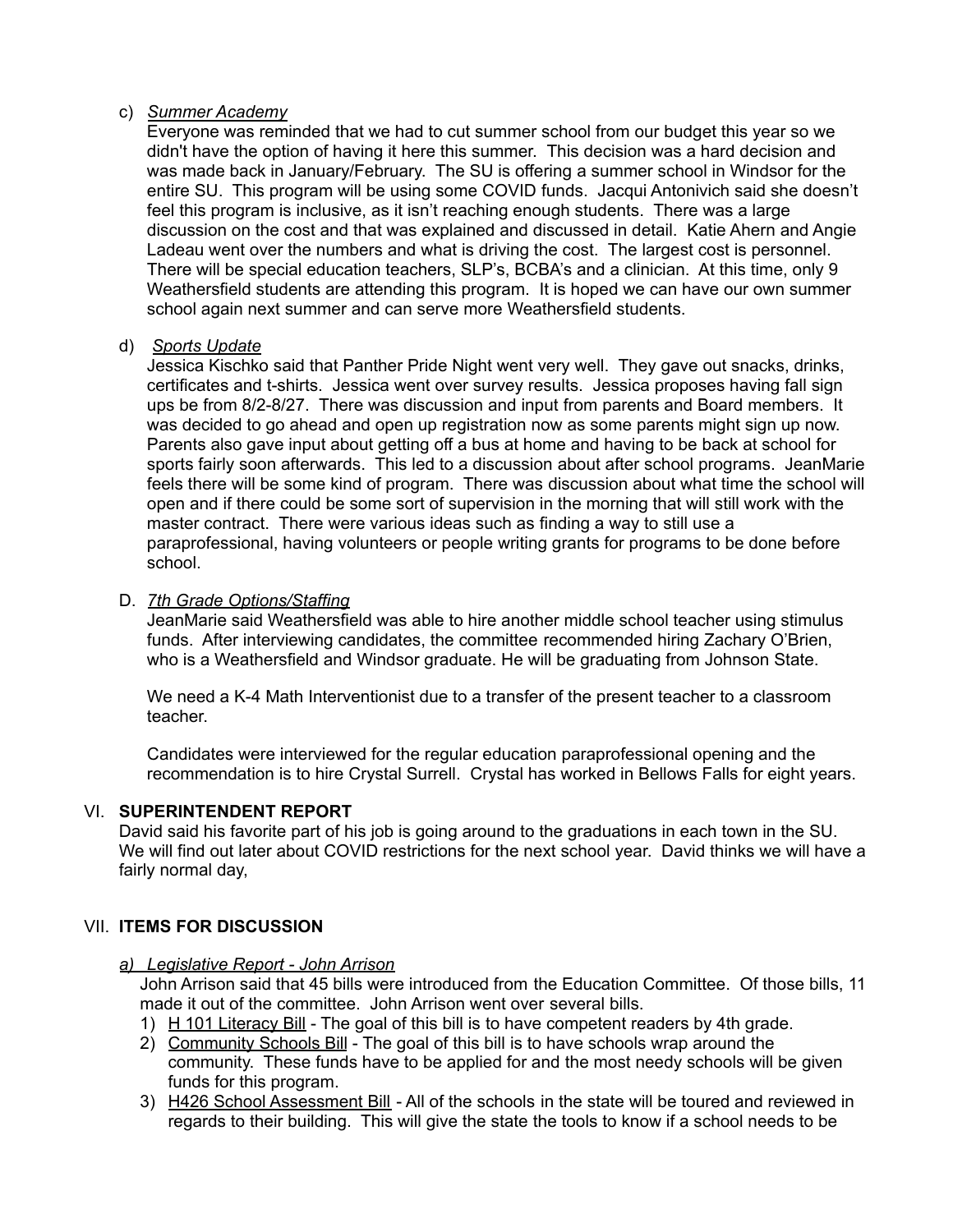c) *Summer Academy*

Everyone was reminded that we had to cut summer school from our budget this year so we didn't have the option of having it here this summer. This decision was a hard decision and was made back in January/February. The SU is offering a summer school in Windsor for the entire SU. This program will be using some COVID funds. Jacqui Antonivich said she doesn't feel this program is inclusive, as it isn't reaching enough students. There was a large discussion on the cost and that was explained and discussed in detail. Katie Ahern and Angie Ladeau went over the numbers and what is driving the cost. The largest cost is personnel. There will be special education teachers, SLP's, BCBA's and a clinician. At this time, only 9 Weathersfield students are attending this program. It is hoped we can have our own summer school again next summer and can serve more Weathersfield students.

d) *Sports Update*

Jessica Kischko said that Panther Pride Night went very well. They gave out snacks, drinks, certificates and t-shirts. Jessica went over survey results. Jessica proposes having fall sign ups be from 8/2-8/27. There was discussion and input from parents and Board members. It was decided to go ahead and open up registration now as some parents might sign up now. Parents also gave input about getting off a bus at home and having to be back at school for sports fairly soon afterwards. This led to a discussion about after school programs. JeanMarie feels there will be some kind of program. There was discussion about what time the school will open and if there could be some sort of supervision in the morning that will still work with the master contract. There were various ideas such as finding a way to still use a paraprofessional, having volunteers or people writing grants for programs to be done before school.

D. *7th Grade Options/Staffing*

JeanMarie said Weathersfield was able to hire another middle school teacher using stimulus funds. After interviewing candidates, the committee recommended hiring Zachary O'Brien, who is a Weathersfield and Windsor graduate. He will be graduating from Johnson State.

We need a K-4 Math Interventionist due to a transfer of the present teacher to a classroom teacher.

Candidates were interviewed for the regular education paraprofessional opening and the recommendation is to hire Crystal Surrell. Crystal has worked in Bellows Falls for eight years.

## VI. SUPERINTENDENT REPORT

David said his favorite part of his job is going around to the graduations in each town in the SU. We will find out later about COVID restrictions for the next school year. David thinks we will have a fairly normal day,

## VII. ITEMS FOR DISCUSSION

*a) Legislative Report - John Arrison*

John Arrison said that 45 bills were introduced from the Education Committee. Of those bills, 11 made it out of the committee. John Arrison went over several bills.

1) H 101 Literacy Bill - The goal of this bill is to have competent readers by 4th grade.
2) Community Schools Bill - The goal of this bill is to have schools wrap around the community. These funds have to be applied for and the most needy schools will be given funds for this program.
3) H426 School Assessment Bill - All of the schools in the state will be toured and reviewed in regards to their building. This will give the state the tools to know if a school needs to be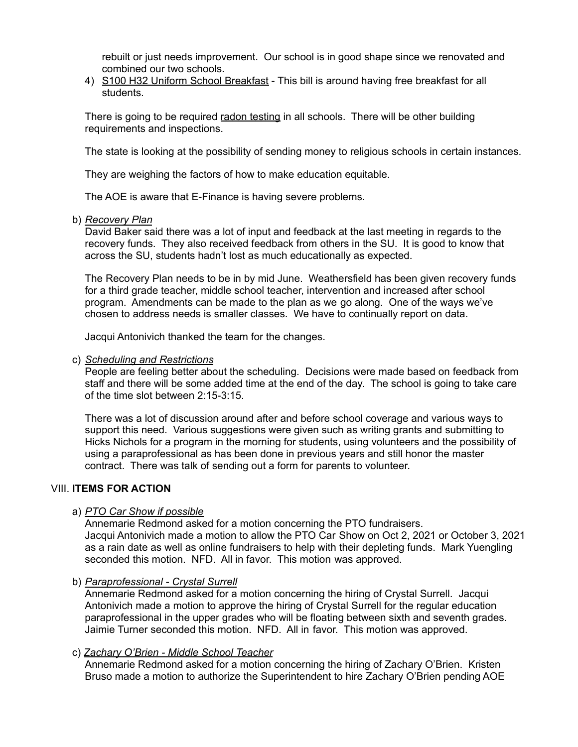rebuilt or just needs improvement. Our school is in good shape since we renovated and combined our two schools.

4) S100 H32 Uniform School Breakfast - This bill is around having free breakfast for all students.

There is going to be required radon testing in all schools. There will be other building requirements and inspections.

The state is looking at the possibility of sending money to religious schools in certain instances.

They are weighing the factors of how to make education equitable.

The AOE is aware that E-Finance is having severe problems.

b) *Recovery Plan*
David Baker said there was a lot of input and feedback at the last meeting in regards to the recovery funds. They also received feedback from others in the SU. It is good to know that across the SU, students hadn't lost as much educationally as expected.

The Recovery Plan needs to be in by mid June. Weathersfield has been given recovery funds for a third grade teacher, middle school teacher, intervention and increased after school program. Amendments can be made to the plan as we go along. One of the ways we've chosen to address needs is smaller classes. We have to continually report on data.

Jacqui Antonivich thanked the team for the changes.

c) *Scheduling and Restrictions*
People are feeling better about the scheduling. Decisions were made based on feedback from staff and there will be some added time at the end of the day. The school is going to take care of the time slot between 2:15-3:15.

There was a lot of discussion around after and before school coverage and various ways to support this need. Various suggestions were given such as writing grants and submitting to Hicks Nichols for a program in the morning for students, using volunteers and the possibility of using a paraprofessional as has been done in previous years and still honor the master contract. There was talk of sending out a form for parents to volunteer.

## VIII. **ITEMS FOR ACTION**

a) *PTO Car Show if possible*
Annemarie Redmond asked for a motion concerning the PTO fundraisers.
Jacqui Antonivich made a motion to allow the PTO Car Show on Oct 2, 2021 or October 3, 2021 as a rain date as well as online fundraisers to help with their depleting funds. Mark Yuengling seconded this motion. NFD. All in favor. This motion was approved.

b) *Paraprofessional - Crystal Surrell*
Annemarie Redmond asked for a motion concerning the hiring of Crystal Surrell. Jacqui Antonivich made a motion to approve the hiring of Crystal Surrell for the regular education paraprofessional in the upper grades who will be floating between sixth and seventh grades. Jaimie Turner seconded this motion. NFD. All in favor. This motion was approved.

c) *Zachary O'Brien - Middle School Teacher*
Annemarie Redmond asked for a motion concerning the hiring of Zachary O'Brien. Kristen Bruso made a motion to authorize the Superintendent to hire Zachary O'Brien pending AOE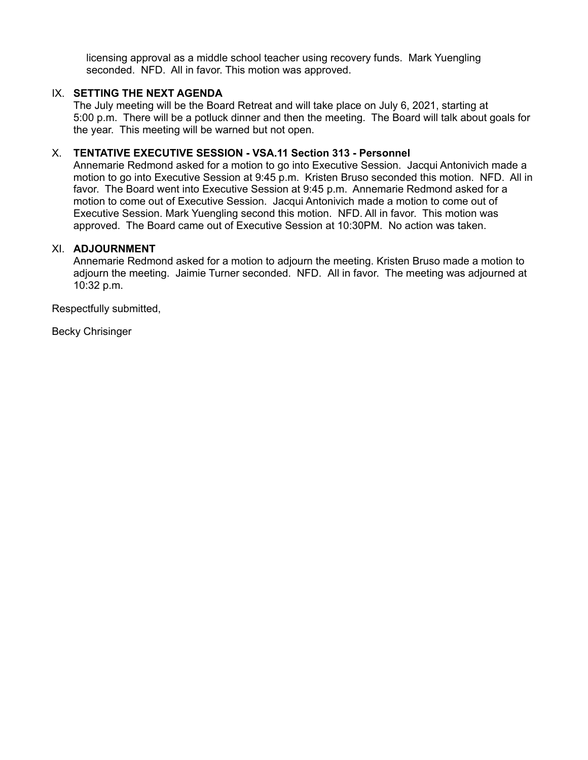licensing approval as a middle school teacher using recovery funds. Mark Yuengling seconded. NFD. All in favor. This motion was approved.

IX. **SETTING THE NEXT AGENDA**

The July meeting will be the Board Retreat and will take place on July 6, 2021, starting at 5:00 p.m. There will be a potluck dinner and then the meeting. The Board will talk about goals for the year. This meeting will be warned but not open.

X. **TENTATIVE EXECUTIVE SESSION - VSA.11 Section 313 - Personnel**

Annemarie Redmond asked for a motion to go into Executive Session. Jacqui Antonivich made a motion to go into Executive Session at 9:45 p.m. Kristen Bruso seconded this motion. NFD. All in favor. The Board went into Executive Session at 9:45 p.m. Annemarie Redmond asked for a motion to come out of Executive Session. Jacqui Antonivich made a motion to come out of Executive Session. Mark Yuengling second this motion. NFD. All in favor. This motion was approved. The Board came out of Executive Session at 10:30PM. No action was taken.

XI. **ADJOURNMENT**

Annemarie Redmond asked for a motion to adjourn the meeting. Kristen Bruso made a motion to adjourn the meeting. Jaimie Turner seconded. NFD. All in favor. The meeting was adjourned at 10:32 p.m.

Respectfully submitted,

Becky Chrisinger